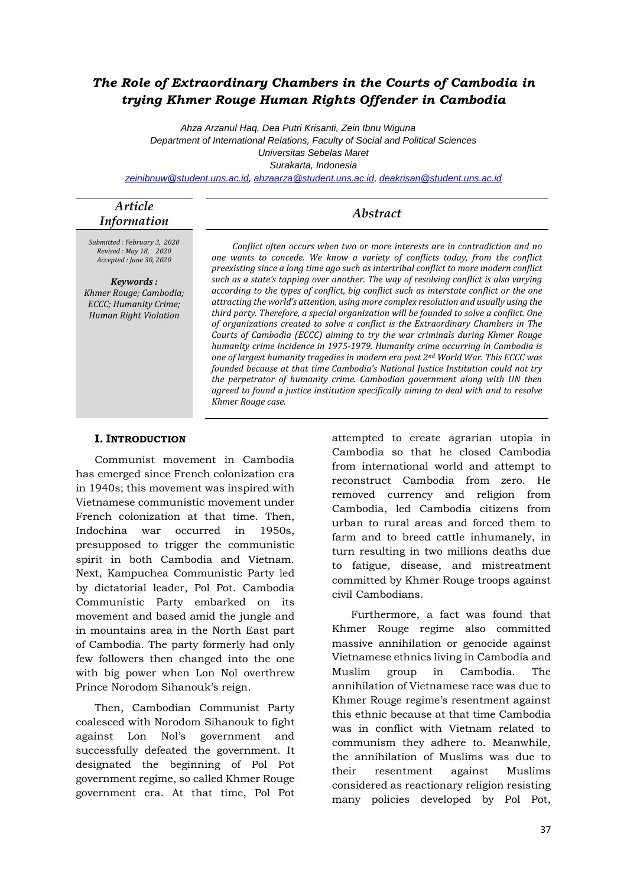# *The Role of Extraordinary Chambers in the Courts of Cambodia in trying Khmer Rouge Human Rights Offender in Cambodia*

*Ahza Arzanul Haq, Dea Putri Krisanti, Zein Ibnu Wiguna*
*Department of International Relations, Faculty of Social and Political Sciences*
*Universitas Sebelas Maret*
*Surakarta, Indonesia*
*zeinibnuw@student.uns.ac.id, ahzaarza@student.uns.ac.id, deakrisan@student.uns.ac.id*

## *Article Information*

*Submitted : February 3, 2020*
*Revised : May 18, 2020*
*Accepted : June 30, 2020*

***Keywords :***
*Khmer Rouge; Cambodia; ECCC; Humanity Crime; Human Right Violation*

## *Abstract*

*Conflict often occurs when two or more interests are in contradiction and no one wants to concede. We know a variety of conflicts today, from the conflict preexisting since a long time ago such as intertribal conflict to more modern conflict such as a state's tapping over another. The way of resolving conflict is also varying according to the types of conflict, big conflict such as interstate conflict or the one attracting the world's attention, using more complex resolution and usually using the third party. Therefore, a special organization will be founded to solve a conflict. One of organizations created to solve a conflict is the Extraordinary Chambers in The Courts of Cambodia (ECCC) aiming to try the war criminals during Khmer Rouge humanity crime incidence in 1975-1979. Humanity crime occurring in Cambodia is one of largest humanity tragedies in modern era post 2nd World War. This ECCC was founded because at that time Cambodia's National Justice Institution could not try the perpetrator of humanity crime. Cambodian government along with UN then agreed to found a justice institution specifically aiming to deal with and to resolve Khmer Rouge case.*

## I. INTRODUCTION

Communist movement in Cambodia has emerged since French colonization era in 1940s; this movement was inspired with Vietnamese communistic movement under French colonization at that time. Then, Indochina war occurred in 1950s, presupposed to trigger the communistic spirit in both Cambodia and Vietnam. Next, Kampuchea Communistic Party led by dictatorial leader, Pol Pot. Cambodia Communistic Party embarked on its movement and based amid the jungle and in mountains area in the North East part of Cambodia. The party formerly had only few followers then changed into the one with big power when Lon Nol overthrew Prince Norodom Sihanouk's reign.

Then, Cambodian Communist Party coalesced with Norodom Sihanouk to fight against Lon Nol's government and successfully defeated the government. It designated the beginning of Pol Pot government regime, so called Khmer Rouge government era. At that time, Pol Pot attempted to create agrarian utopia in Cambodia so that he closed Cambodia from international world and attempt to reconstruct Cambodia from zero. He removed currency and religion from Cambodia, led Cambodia citizens from urban to rural areas and forced them to farm and to breed cattle inhumanely, in turn resulting in two millions deaths due to fatigue, disease, and mistreatment committed by Khmer Rouge troops against civil Cambodians.

Furthermore, a fact was found that Khmer Rouge regime also committed massive annihilation or genocide against Vietnamese ethnics living in Cambodia and Muslim group in Cambodia. The annihilation of Vietnamese race was due to Khmer Rouge regime's resentment against this ethnic because at that time Cambodia was in conflict with Vietnam related to communism they adhere to. Meanwhile, the annihilation of Muslims was due to their resentment against Muslims considered as reactionary religion resisting many policies developed by Pol Pot,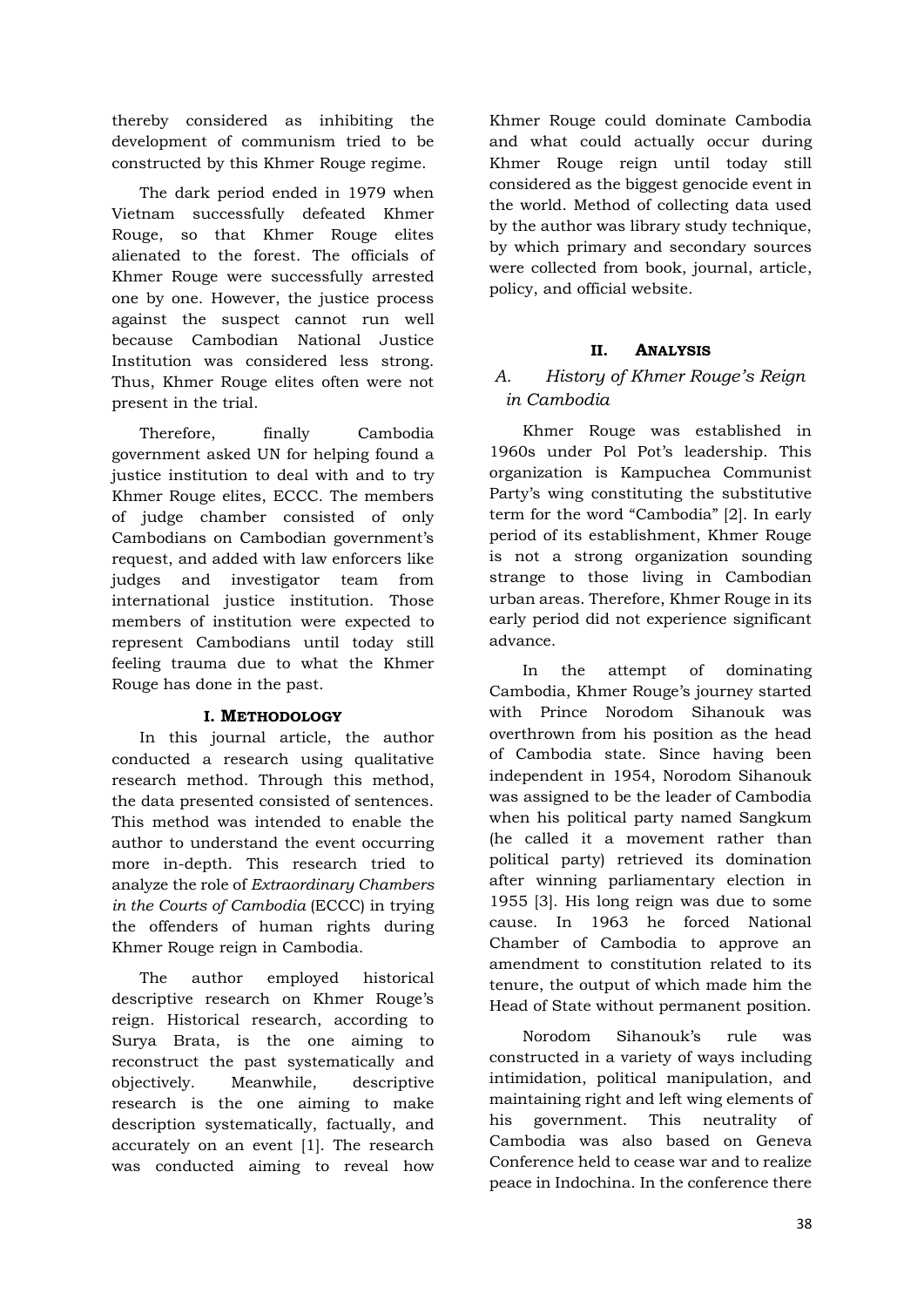thereby considered as inhibiting the development of communism tried to be constructed by this Khmer Rouge regime.

The dark period ended in 1979 when Vietnam successfully defeated Khmer Rouge, so that Khmer Rouge elites alienated to the forest. The officials of Khmer Rouge were successfully arrested one by one. However, the justice process against the suspect cannot run well because Cambodian National Justice Institution was considered less strong. Thus, Khmer Rouge elites often were not present in the trial.

Therefore, finally Cambodia government asked UN for helping found a justice institution to deal with and to try Khmer Rouge elites, ECCC. The members of judge chamber consisted of only Cambodians on Cambodian government's request, and added with law enforcers like judges and investigator team from international justice institution. Those members of institution were expected to represent Cambodians until today still feeling trauma due to what the Khmer Rouge has done in the past.

## I. Methodology

In this journal article, the author conducted a research using qualitative research method. Through this method, the data presented consisted of sentences. This method was intended to enable the author to understand the event occurring more in-depth. This research tried to analyze the role of *Extraordinary Chambers in the Courts of Cambodia* (ECCC) in trying the offenders of human rights during Khmer Rouge reign in Cambodia.

The author employed historical descriptive research on Khmer Rouge's reign. Historical research, according to Surya Brata, is the one aiming to reconstruct the past systematically and objectively. Meanwhile, descriptive research is the one aiming to make description systematically, factually, and accurately on an event [1]. The research was conducted aiming to reveal how Khmer Rouge could dominate Cambodia and what could actually occur during Khmer Rouge reign until today still considered as the biggest genocide event in the world. Method of collecting data used by the author was library study technique, by which primary and secondary sources were collected from book, journal, article, policy, and official website.

## II. Analysis

### *A. History of Khmer Rouge's Reign in Cambodia*

Khmer Rouge was established in 1960s under Pol Pot's leadership. This organization is Kampuchea Communist Party's wing constituting the substitutive term for the word "Cambodia" [2]. In early period of its establishment, Khmer Rouge is not a strong organization sounding strange to those living in Cambodian urban areas. Therefore, Khmer Rouge in its early period did not experience significant advance.

In the attempt of dominating Cambodia, Khmer Rouge's journey started with Prince Norodom Sihanouk was overthrown from his position as the head of Cambodia state. Since having been independent in 1954, Norodom Sihanouk was assigned to be the leader of Cambodia when his political party named Sangkum (he called it a movement rather than political party) retrieved its domination after winning parliamentary election in 1955 [3]. His long reign was due to some cause. In 1963 he forced National Chamber of Cambodia to approve an amendment to constitution related to its tenure, the output of which made him the Head of State without permanent position.

Norodom Sihanouk's rule was constructed in a variety of ways including intimidation, political manipulation, and maintaining right and left wing elements of his government. This neutrality of Cambodia was also based on Geneva Conference held to cease war and to realize peace in Indochina. In the conference there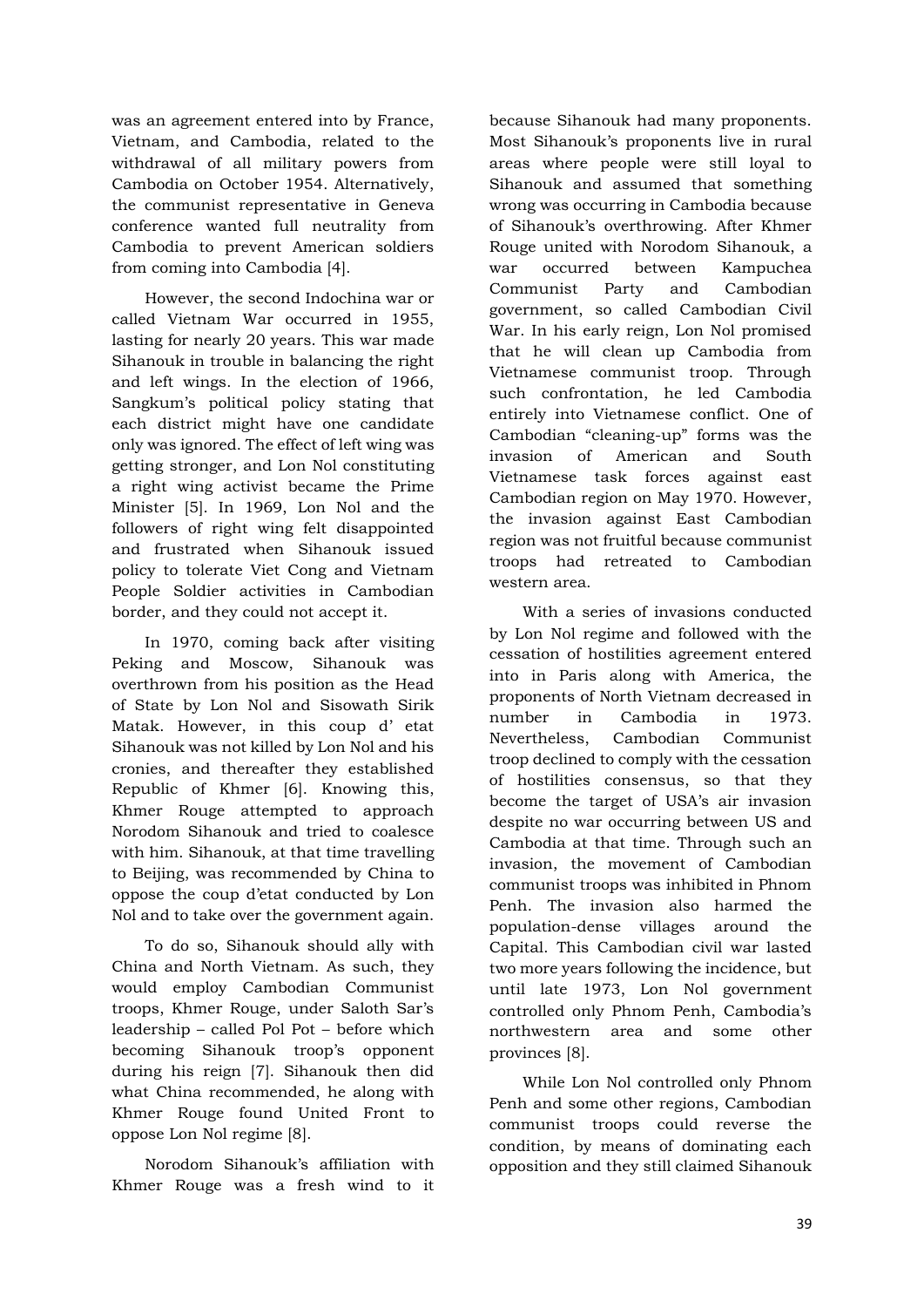was an agreement entered into by France, Vietnam, and Cambodia, related to the withdrawal of all military powers from Cambodia on October 1954. Alternatively, the communist representative in Geneva conference wanted full neutrality from Cambodia to prevent American soldiers from coming into Cambodia [4].

However, the second Indochina war or called Vietnam War occurred in 1955, lasting for nearly 20 years. This war made Sihanouk in trouble in balancing the right and left wings. In the election of 1966, Sangkum's political policy stating that each district might have one candidate only was ignored. The effect of left wing was getting stronger, and Lon Nol constituting a right wing activist became the Prime Minister [5]. In 1969, Lon Nol and the followers of right wing felt disappointed and frustrated when Sihanouk issued policy to tolerate Viet Cong and Vietnam People Soldier activities in Cambodian border, and they could not accept it.

In 1970, coming back after visiting Peking and Moscow, Sihanouk was overthrown from his position as the Head of State by Lon Nol and Sisowath Sirik Matak. However, in this coup d' etat Sihanouk was not killed by Lon Nol and his cronies, and thereafter they established Republic of Khmer [6]. Knowing this, Khmer Rouge attempted to approach Norodom Sihanouk and tried to coalesce with him. Sihanouk, at that time travelling to Beijing, was recommended by China to oppose the coup d'etat conducted by Lon Nol and to take over the government again.

To do so, Sihanouk should ally with China and North Vietnam. As such, they would employ Cambodian Communist troops, Khmer Rouge, under Saloth Sar's leadership – called Pol Pot – before which becoming Sihanouk troop's opponent during his reign [7]. Sihanouk then did what China recommended, he along with Khmer Rouge found United Front to oppose Lon Nol regime [8].

Norodom Sihanouk's affiliation with Khmer Rouge was a fresh wind to it because Sihanouk had many proponents. Most Sihanouk's proponents live in rural areas where people were still loyal to Sihanouk and assumed that something wrong was occurring in Cambodia because of Sihanouk's overthrowing. After Khmer Rouge united with Norodom Sihanouk, a war occurred between Kampuchea Communist Party and Cambodian government, so called Cambodian Civil War. In his early reign, Lon Nol promised that he will clean up Cambodia from Vietnamese communist troop. Through such confrontation, he led Cambodia entirely into Vietnamese conflict. One of Cambodian "cleaning-up" forms was the invasion of American and South Vietnamese task forces against east Cambodian region on May 1970. However, the invasion against East Cambodian region was not fruitful because communist troops had retreated to Cambodian western area.

With a series of invasions conducted by Lon Nol regime and followed with the cessation of hostilities agreement entered into in Paris along with America, the proponents of North Vietnam decreased in number in Cambodia in 1973. Nevertheless, Cambodian Communist troop declined to comply with the cessation of hostilities consensus, so that they become the target of USA's air invasion despite no war occurring between US and Cambodia at that time. Through such an invasion, the movement of Cambodian communist troops was inhibited in Phnom Penh. The invasion also harmed the population-dense villages around the Capital. This Cambodian civil war lasted two more years following the incidence, but until late 1973, Lon Nol government controlled only Phnom Penh, Cambodia's northwestern area and some other provinces [8].

While Lon Nol controlled only Phnom Penh and some other regions, Cambodian communist troops could reverse the condition, by means of dominating each opposition and they still claimed Sihanouk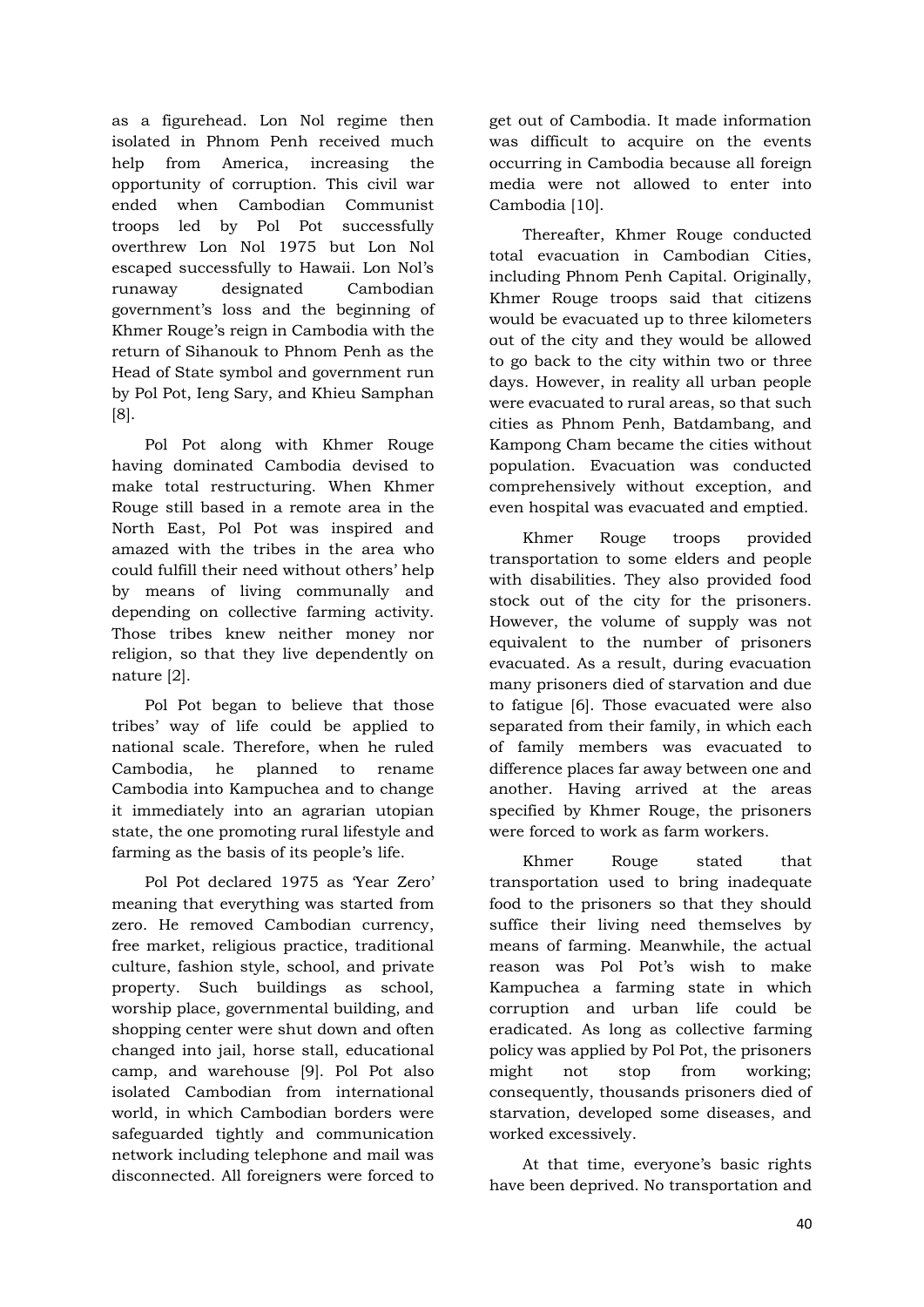as a figurehead. Lon Nol regime then isolated in Phnom Penh received much help from America, increasing the opportunity of corruption. This civil war ended when Cambodian Communist troops led by Pol Pot successfully overthrew Lon Nol 1975 but Lon Nol escaped successfully to Hawaii. Lon Nol's runaway designated Cambodian government's loss and the beginning of Khmer Rouge's reign in Cambodia with the return of Sihanouk to Phnom Penh as the Head of State symbol and government run by Pol Pot, Ieng Sary, and Khieu Samphan [8].

Pol Pot along with Khmer Rouge having dominated Cambodia devised to make total restructuring. When Khmer Rouge still based in a remote area in the North East, Pol Pot was inspired and amazed with the tribes in the area who could fulfill their need without others' help by means of living communally and depending on collective farming activity. Those tribes knew neither money nor religion, so that they live dependently on nature [2].

Pol Pot began to believe that those tribes' way of life could be applied to national scale. Therefore, when he ruled Cambodia, he planned to rename Cambodia into Kampuchea and to change it immediately into an agrarian utopian state, the one promoting rural lifestyle and farming as the basis of its people's life.

Pol Pot declared 1975 as 'Year Zero' meaning that everything was started from zero. He removed Cambodian currency, free market, religious practice, traditional culture, fashion style, school, and private property. Such buildings as school, worship place, governmental building, and shopping center were shut down and often changed into jail, horse stall, educational camp, and warehouse [9]. Pol Pot also isolated Cambodian from international world, in which Cambodian borders were safeguarded tightly and communication network including telephone and mail was disconnected. All foreigners were forced to get out of Cambodia. It made information was difficult to acquire on the events occurring in Cambodia because all foreign media were not allowed to enter into Cambodia [10].

Thereafter, Khmer Rouge conducted total evacuation in Cambodian Cities, including Phnom Penh Capital. Originally, Khmer Rouge troops said that citizens would be evacuated up to three kilometers out of the city and they would be allowed to go back to the city within two or three days. However, in reality all urban people were evacuated to rural areas, so that such cities as Phnom Penh, Batdambang, and Kampong Cham became the cities without population. Evacuation was conducted comprehensively without exception, and even hospital was evacuated and emptied.

Khmer Rouge troops provided transportation to some elders and people with disabilities. They also provided food stock out of the city for the prisoners. However, the volume of supply was not equivalent to the number of prisoners evacuated. As a result, during evacuation many prisoners died of starvation and due to fatigue [6]. Those evacuated were also separated from their family, in which each of family members was evacuated to difference places far away between one and another. Having arrived at the areas specified by Khmer Rouge, the prisoners were forced to work as farm workers.

Khmer Rouge stated that transportation used to bring inadequate food to the prisoners so that they should suffice their living need themselves by means of farming. Meanwhile, the actual reason was Pol Pot's wish to make Kampuchea a farming state in which corruption and urban life could be eradicated. As long as collective farming policy was applied by Pol Pot, the prisoners might not stop from working; consequently, thousands prisoners died of starvation, developed some diseases, and worked excessively.

At that time, everyone's basic rights have been deprived. No transportation and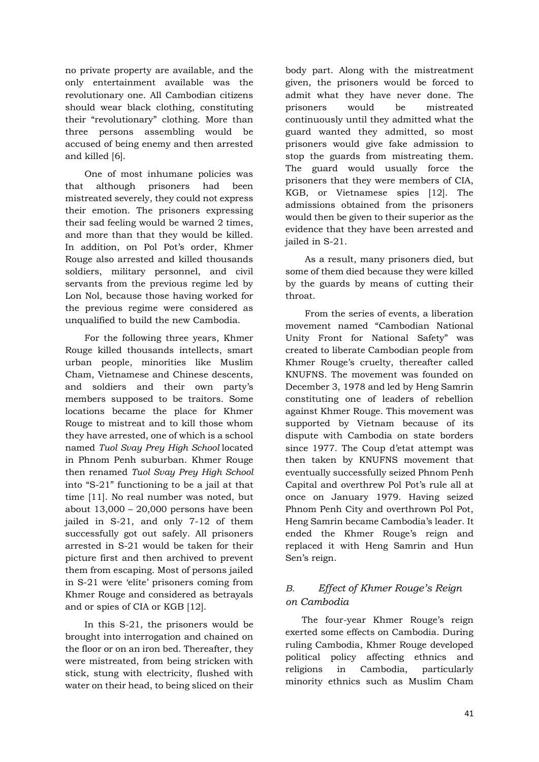no private property are available, and the only entertainment available was the revolutionary one. All Cambodian citizens should wear black clothing, constituting their "revolutionary" clothing. More than three persons assembling would be accused of being enemy and then arrested and killed [6].

One of most inhumane policies was that although prisoners had been mistreated severely, they could not express their emotion. The prisoners expressing their sad feeling would be warned 2 times, and more than that they would be killed. In addition, on Pol Pot's order, Khmer Rouge also arrested and killed thousands soldiers, military personnel, and civil servants from the previous regime led by Lon Nol, because those having worked for the previous regime were considered as unqualified to build the new Cambodia.

For the following three years, Khmer Rouge killed thousands intellects, smart urban people, minorities like Muslim Cham, Vietnamese and Chinese descents, and soldiers and their own party's members supposed to be traitors. Some locations became the place for Khmer Rouge to mistreat and to kill those whom they have arrested, one of which is a school named *Tuol Svay Prey High School* located in Phnom Penh suburban. Khmer Rouge then renamed *Tuol Svay Prey High School* into "S-21" functioning to be a jail at that time [11]. No real number was noted, but about 13,000 – 20,000 persons have been jailed in S-21, and only 7-12 of them successfully got out safely. All prisoners arrested in S-21 would be taken for their picture first and then archived to prevent them from escaping. Most of persons jailed in S-21 were 'elite' prisoners coming from Khmer Rouge and considered as betrayals and or spies of CIA or KGB [12].

In this S-21, the prisoners would be brought into interrogation and chained on the floor or on an iron bed. Thereafter, they were mistreated, from being stricken with stick, stung with electricity, flushed with water on their head, to being sliced on their body part. Along with the mistreatment given, the prisoners would be forced to admit what they have never done. The prisoners would be mistreated continuously until they admitted what the guard wanted they admitted, so most prisoners would give fake admission to stop the guards from mistreating them. The guard would usually force the prisoners that they were members of CIA, KGB, or Vietnamese spies [12]. The admissions obtained from the prisoners would then be given to their superior as the evidence that they have been arrested and jailed in S-21.

As a result, many prisoners died, but some of them died because they were killed by the guards by means of cutting their throat.

From the series of events, a liberation movement named "Cambodian National Unity Front for National Safety" was created to liberate Cambodian people from Khmer Rouge's cruelty, thereafter called KNUFNS. The movement was founded on December 3, 1978 and led by Heng Samrin constituting one of leaders of rebellion against Khmer Rouge. This movement was supported by Vietnam because of its dispute with Cambodia on state borders since 1977. The Coup d'etat attempt was then taken by KNUFNS movement that eventually successfully seized Phnom Penh Capital and overthrew Pol Pot's rule all at once on January 1979. Having seized Phnom Penh City and overthrown Pol Pot, Heng Samrin became Cambodia's leader. It ended the Khmer Rouge's reign and replaced it with Heng Samrin and Hun Sen's reign.

### *B. Effect of Khmer Rouge's Reign on Cambodia*

The four-year Khmer Rouge's reign exerted some effects on Cambodia. During ruling Cambodia, Khmer Rouge developed political policy affecting ethnics and religions in Cambodia, particularly minority ethnics such as Muslim Cham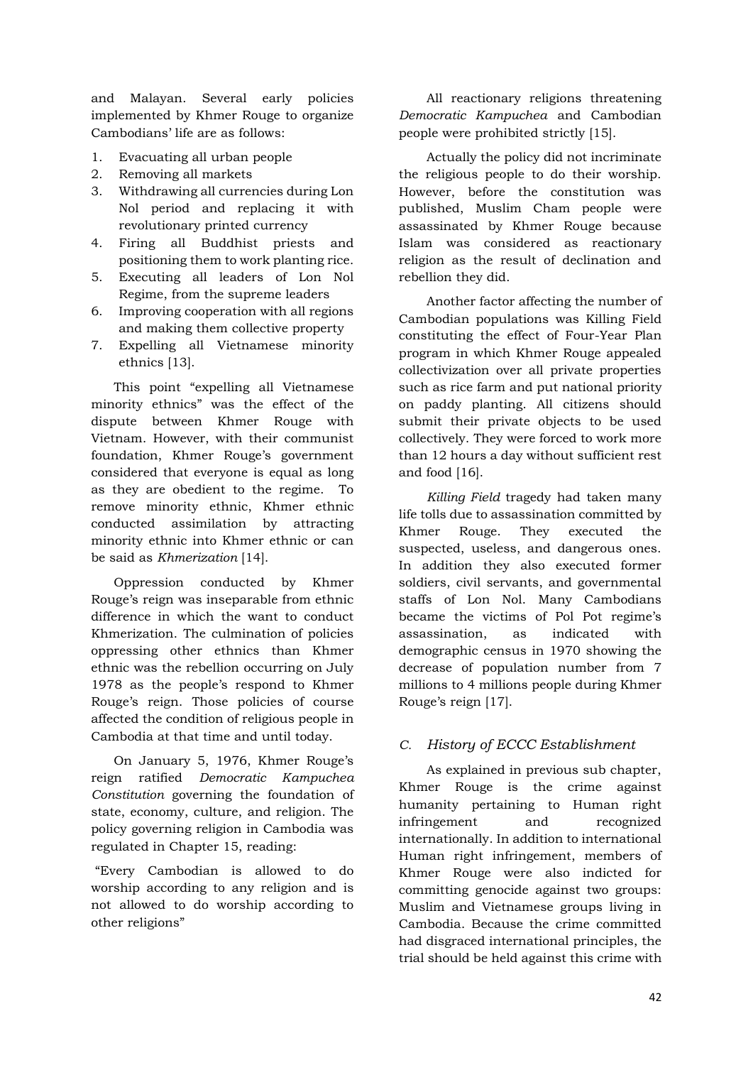and Malayan. Several early policies implemented by Khmer Rouge to organize Cambodians' life are as follows:

1. Evacuating all urban people
2. Removing all markets
3. Withdrawing all currencies during Lon Nol period and replacing it with revolutionary printed currency
4. Firing all Buddhist priests and positioning them to work planting rice.
5. Executing all leaders of Lon Nol Regime, from the supreme leaders
6. Improving cooperation with all regions and making them collective property
7. Expelling all Vietnamese minority ethnics [13].

This point "expelling all Vietnamese minority ethnics" was the effect of the dispute between Khmer Rouge with Vietnam. However, with their communist foundation, Khmer Rouge's government considered that everyone is equal as long as they are obedient to the regime. To remove minority ethnic, Khmer ethnic conducted assimilation by attracting minority ethnic into Khmer ethnic or can be said as *Khmerization* [14].

Oppression conducted by Khmer Rouge's reign was inseparable from ethnic difference in which the want to conduct Khmerization. The culmination of policies oppressing other ethnics than Khmer ethnic was the rebellion occurring on July 1978 as the people's respond to Khmer Rouge's reign. Those policies of course affected the condition of religious people in Cambodia at that time and until today.

On January 5, 1976, Khmer Rouge's reign ratified *Democratic Kampuchea Constitution* governing the foundation of state, economy, culture, and religion. The policy governing religion in Cambodia was regulated in Chapter 15, reading:

"Every Cambodian is allowed to do worship according to any religion and is not allowed to do worship according to other religions"

All reactionary religions threatening *Democratic Kampuchea* and Cambodian people were prohibited strictly [15].

Actually the policy did not incriminate the religious people to do their worship. However, before the constitution was published, Muslim Cham people were assassinated by Khmer Rouge because Islam was considered as reactionary religion as the result of declination and rebellion they did.

Another factor affecting the number of Cambodian populations was Killing Field constituting the effect of Four-Year Plan program in which Khmer Rouge appealed collectivization over all private properties such as rice farm and put national priority on paddy planting. All citizens should submit their private objects to be used collectively. They were forced to work more than 12 hours a day without sufficient rest and food [16].

*Killing Field* tragedy had taken many life tolls due to assassination committed by Khmer Rouge. They executed the suspected, useless, and dangerous ones. In addition they also executed former soldiers, civil servants, and governmental staffs of Lon Nol. Many Cambodians became the victims of Pol Pot regime's assassination, as indicated with demographic census in 1970 showing the decrease of population number from 7 millions to 4 millions people during Khmer Rouge's reign [17].

### *C. History of ECCC Establishment*

As explained in previous sub chapter, Khmer Rouge is the crime against humanity pertaining to Human right infringement and recognized internationally. In addition to international Human right infringement, members of Khmer Rouge were also indicted for committing genocide against two groups: Muslim and Vietnamese groups living in Cambodia. Because the crime committed had disgraced international principles, the trial should be held against this crime with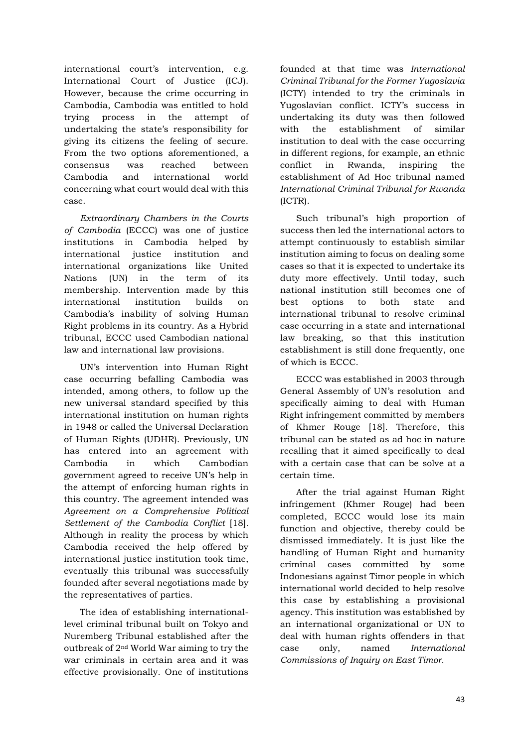international court's intervention, e.g. International Court of Justice (ICJ). However, because the crime occurring in Cambodia, Cambodia was entitled to hold trying process in the attempt of undertaking the state's responsibility for giving its citizens the feeling of secure. From the two options aforementioned, a consensus was reached between Cambodia and international world concerning what court would deal with this case.

*Extraordinary Chambers in the Courts of Cambodia* (ECCC) was one of justice institutions in Cambodia helped by international justice institution and international organizations like United Nations (UN) in the term of its membership. Intervention made by this international institution builds on Cambodia's inability of solving Human Right problems in its country. As a Hybrid tribunal, ECCC used Cambodian national law and international law provisions.

UN's intervention into Human Right case occurring befalling Cambodia was intended, among others, to follow up the new universal standard specified by this international institution on human rights in 1948 or called the Universal Declaration of Human Rights (UDHR). Previously, UN has entered into an agreement with Cambodia in which Cambodian government agreed to receive UN's help in the attempt of enforcing human rights in this country. The agreement intended was *Agreement on a Comprehensive Political Settlement of the Cambodia Conflict* [18]. Although in reality the process by which Cambodia received the help offered by international justice institution took time, eventually this tribunal was successfully founded after several negotiations made by the representatives of parties.

The idea of establishing international-level criminal tribunal built on Tokyo and Nuremberg Tribunal established after the outbreak of 2nd World War aiming to try the war criminals in certain area and it was effective provisionally. One of institutions founded at that time was *International Criminal Tribunal for the Former Yugoslavia* (ICTY) intended to try the criminals in Yugoslavian conflict. ICTY's success in undertaking its duty was then followed with the establishment of similar institution to deal with the case occurring in different regions, for example, an ethnic conflict in Rwanda, inspiring the establishment of Ad Hoc tribunal named *International Criminal Tribunal for Rwanda* (ICTR).

Such tribunal's high proportion of success then led the international actors to attempt continuously to establish similar institution aiming to focus on dealing some cases so that it is expected to undertake its duty more effectively. Until today, such national institution still becomes one of best options to both state and international tribunal to resolve criminal case occurring in a state and international law breaking, so that this institution establishment is still done frequently, one of which is ECCC.

ECCC was established in 2003 through General Assembly of UN's resolution and specifically aiming to deal with Human Right infringement committed by members of Khmer Rouge [18]. Therefore, this tribunal can be stated as ad hoc in nature recalling that it aimed specifically to deal with a certain case that can be solve at a certain time.

After the trial against Human Right infringement (Khmer Rouge) had been completed, ECCC would lose its main function and objective, thereby could be dismissed immediately. It is just like the handling of Human Right and humanity criminal cases committed by some Indonesians against Timor people in which international world decided to help resolve this case by establishing a provisional agency. This institution was established by an international organizational or UN to deal with human rights offenders in that case only, named *International Commissions of Inquiry on East Timor.*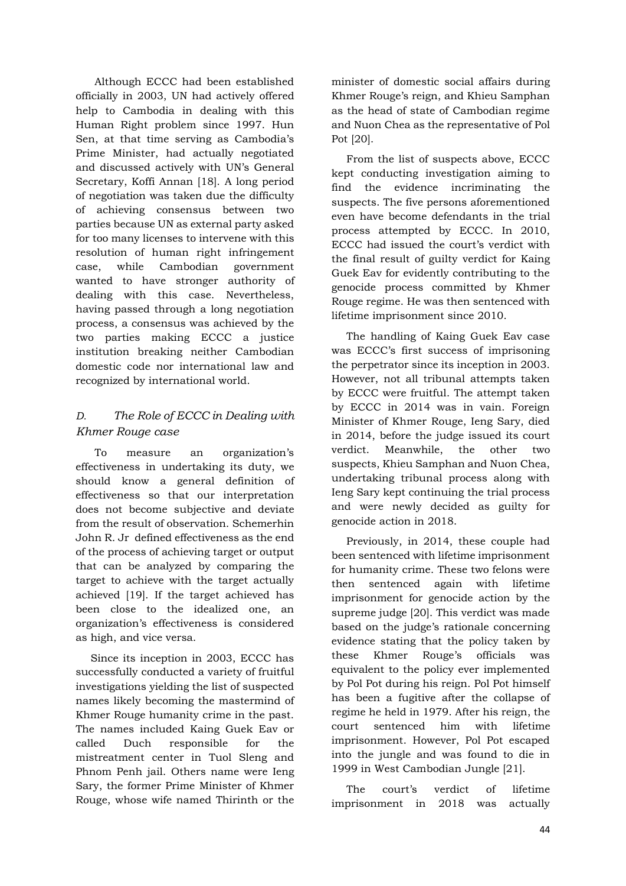Although ECCC had been established officially in 2003, UN had actively offered help to Cambodia in dealing with this Human Right problem since 1997. Hun Sen, at that time serving as Cambodia's Prime Minister, had actually negotiated and discussed actively with UN's General Secretary, Koffi Annan [18]. A long period of negotiation was taken due the difficulty of achieving consensus between two parties because UN as external party asked for too many licenses to intervene with this resolution of human right infringement case, while Cambodian government wanted to have stronger authority of dealing with this case. Nevertheless, having passed through a long negotiation process, a consensus was achieved by the two parties making ECCC a justice institution breaking neither Cambodian domestic code nor international law and recognized by international world.

### *D. The Role of ECCC in Dealing with Khmer Rouge case*

To measure an organization's effectiveness in undertaking its duty, we should know a general definition of effectiveness so that our interpretation does not become subjective and deviate from the result of observation. Schemerhin John R. Jr defined effectiveness as the end of the process of achieving target or output that can be analyzed by comparing the target to achieve with the target actually achieved [19]. If the target achieved has been close to the idealized one, an organization's effectiveness is considered as high, and vice versa.

Since its inception in 2003, ECCC has successfully conducted a variety of fruitful investigations yielding the list of suspected names likely becoming the mastermind of Khmer Rouge humanity crime in the past. The names included Kaing Guek Eav or called Duch responsible for the mistreatment center in Tuol Sleng and Phnom Penh jail. Others name were Ieng Sary, the former Prime Minister of Khmer Rouge, whose wife named Thirinth or the minister of domestic social affairs during Khmer Rouge's reign, and Khieu Samphan as the head of state of Cambodian regime and Nuon Chea as the representative of Pol Pot [20].

From the list of suspects above, ECCC kept conducting investigation aiming to find the evidence incriminating the suspects. The five persons aforementioned even have become defendants in the trial process attempted by ECCC. In 2010, ECCC had issued the court's verdict with the final result of guilty verdict for Kaing Guek Eav for evidently contributing to the genocide process committed by Khmer Rouge regime. He was then sentenced with lifetime imprisonment since 2010.

The handling of Kaing Guek Eav case was ECCC's first success of imprisoning the perpetrator since its inception in 2003. However, not all tribunal attempts taken by ECCC were fruitful. The attempt taken by ECCC in 2014 was in vain. Foreign Minister of Khmer Rouge, Ieng Sary, died in 2014, before the judge issued its court verdict. Meanwhile, the other two suspects, Khieu Samphan and Nuon Chea, undertaking tribunal process along with Ieng Sary kept continuing the trial process and were newly decided as guilty for genocide action in 2018.

Previously, in 2014, these couple had been sentenced with lifetime imprisonment for humanity crime. These two felons were then sentenced again with lifetime imprisonment for genocide action by the supreme judge [20]. This verdict was made based on the judge's rationale concerning evidence stating that the policy taken by these Khmer Rouge's officials was equivalent to the policy ever implemented by Pol Pot during his reign. Pol Pot himself has been a fugitive after the collapse of regime he held in 1979. After his reign, the court sentenced him with lifetime imprisonment. However, Pol Pot escaped into the jungle and was found to die in 1999 in West Cambodian Jungle [21].

The court's verdict of lifetime imprisonment in 2018 was actually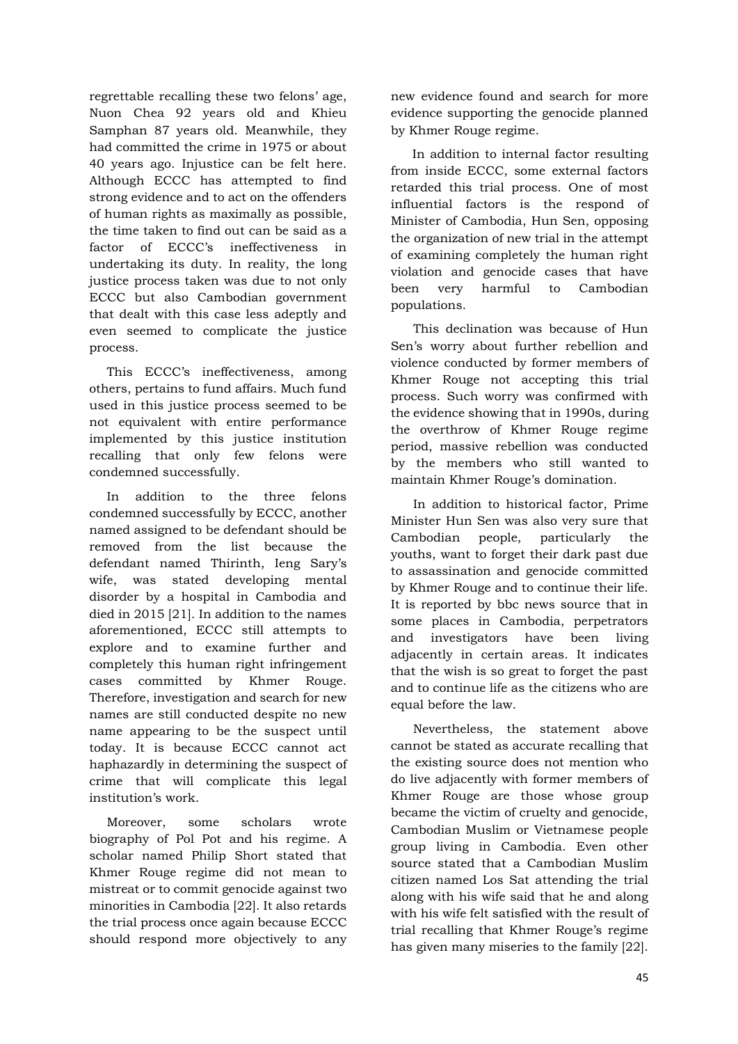regrettable recalling these two felons' age, Nuon Chea 92 years old and Khieu Samphan 87 years old. Meanwhile, they had committed the crime in 1975 or about 40 years ago. Injustice can be felt here. Although ECCC has attempted to find strong evidence and to act on the offenders of human rights as maximally as possible, the time taken to find out can be said as a factor of ECCC's ineffectiveness in undertaking its duty. In reality, the long justice process taken was due to not only ECCC but also Cambodian government that dealt with this case less adeptly and even seemed to complicate the justice process.

This ECCC's ineffectiveness, among others, pertains to fund affairs. Much fund used in this justice process seemed to be not equivalent with entire performance implemented by this justice institution recalling that only few felons were condemned successfully.

In addition to the three felons condemned successfully by ECCC, another named assigned to be defendant should be removed from the list because the defendant named Thirinth, Ieng Sary's wife, was stated developing mental disorder by a hospital in Cambodia and died in 2015 [21]. In addition to the names aforementioned, ECCC still attempts to explore and to examine further and completely this human right infringement cases committed by Khmer Rouge. Therefore, investigation and search for new names are still conducted despite no new name appearing to be the suspect until today. It is because ECCC cannot act haphazardly in determining the suspect of crime that will complicate this legal institution's work.

Moreover, some scholars wrote biography of Pol Pot and his regime. A scholar named Philip Short stated that Khmer Rouge regime did not mean to mistreat or to commit genocide against two minorities in Cambodia [22]. It also retards the trial process once again because ECCC should respond more objectively to any new evidence found and search for more evidence supporting the genocide planned by Khmer Rouge regime.

In addition to internal factor resulting from inside ECCC, some external factors retarded this trial process. One of most influential factors is the respond of Minister of Cambodia, Hun Sen, opposing the organization of new trial in the attempt of examining completely the human right violation and genocide cases that have been very harmful to Cambodian populations.

This declination was because of Hun Sen's worry about further rebellion and violence conducted by former members of Khmer Rouge not accepting this trial process. Such worry was confirmed with the evidence showing that in 1990s, during the overthrow of Khmer Rouge regime period, massive rebellion was conducted by the members who still wanted to maintain Khmer Rouge's domination.

In addition to historical factor, Prime Minister Hun Sen was also very sure that Cambodian people, particularly the youths, want to forget their dark past due to assassination and genocide committed by Khmer Rouge and to continue their life. It is reported by bbc news source that in some places in Cambodia, perpetrators and investigators have been living adjacently in certain areas. It indicates that the wish is so great to forget the past and to continue life as the citizens who are equal before the law.

Nevertheless, the statement above cannot be stated as accurate recalling that the existing source does not mention who do live adjacently with former members of Khmer Rouge are those whose group became the victim of cruelty and genocide, Cambodian Muslim or Vietnamese people group living in Cambodia. Even other source stated that a Cambodian Muslim citizen named Los Sat attending the trial along with his wife said that he and along with his wife felt satisfied with the result of trial recalling that Khmer Rouge's regime has given many miseries to the family [22].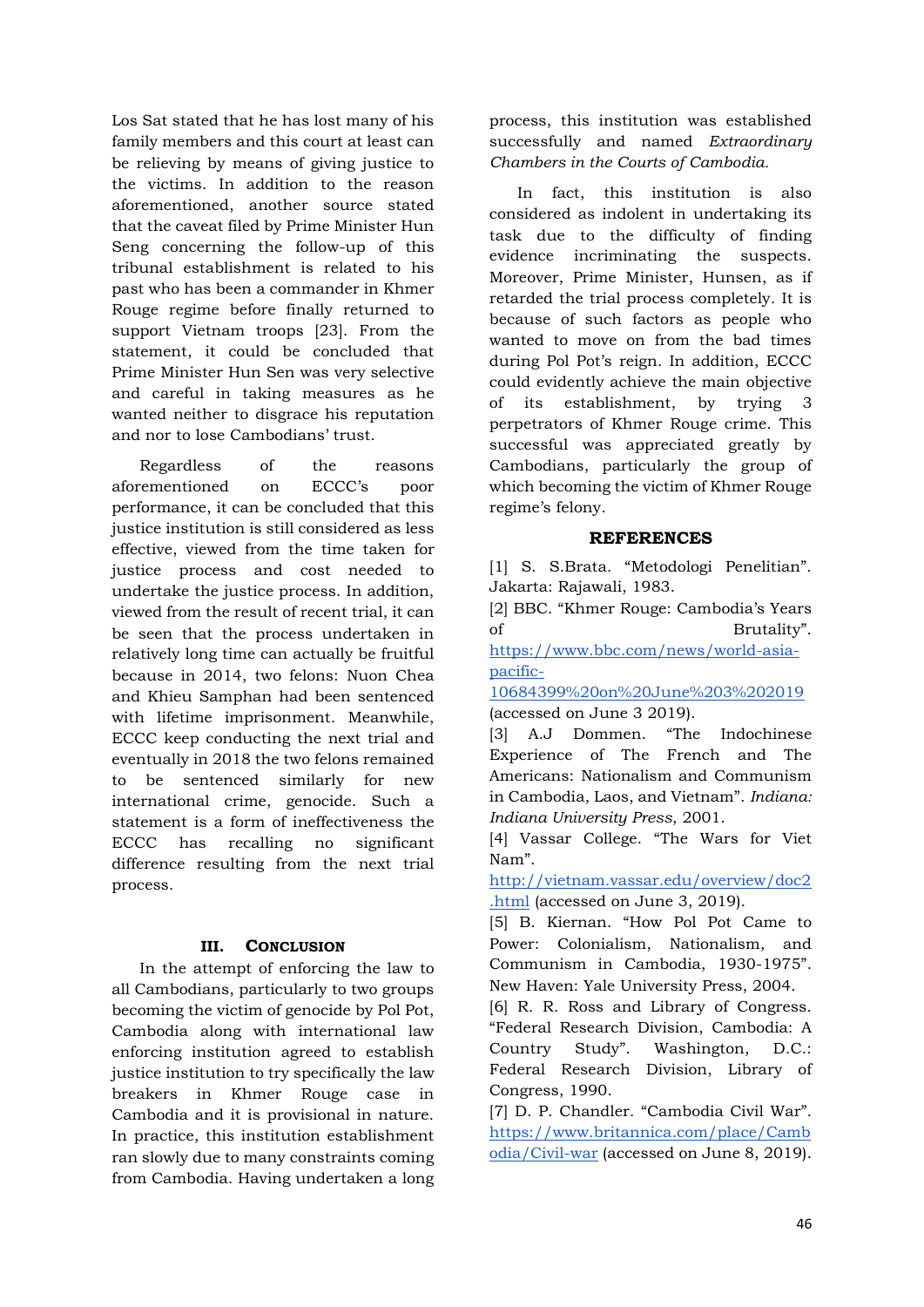Los Sat stated that he has lost many of his family members and this court at least can be relieving by means of giving justice to the victims. In addition to the reason aforementioned, another source stated that the caveat filed by Prime Minister Hun Seng concerning the follow-up of this tribunal establishment is related to his past who has been a commander in Khmer Rouge regime before finally returned to support Vietnam troops [23]. From the statement, it could be concluded that Prime Minister Hun Sen was very selective and careful in taking measures as he wanted neither to disgrace his reputation and nor to lose Cambodians' trust.

Regardless of the reasons aforementioned on ECCC's poor performance, it can be concluded that this justice institution is still considered as less effective, viewed from the time taken for justice process and cost needed to undertake the justice process. In addition, viewed from the result of recent trial, it can be seen that the process undertaken in relatively long time can actually be fruitful because in 2014, two felons: Nuon Chea and Khieu Samphan had been sentenced with lifetime imprisonment. Meanwhile, ECCC keep conducting the next trial and eventually in 2018 the two felons remained to be sentenced similarly for new international crime, genocide. Such a statement is a form of ineffectiveness the ECCC has recalling no significant difference resulting from the next trial process.

## III. Conclusion

In the attempt of enforcing the law to all Cambodians, particularly to two groups becoming the victim of genocide by Pol Pot, Cambodia along with international law enforcing institution agreed to establish justice institution to try specifically the law breakers in Khmer Rouge case in Cambodia and it is provisional in nature. In practice, this institution establishment ran slowly due to many constraints coming from Cambodia. Having undertaken a long process, this institution was established successfully and named *Extraordinary Chambers in the Courts of Cambodia.*

In fact, this institution is also considered as indolent in undertaking its task due to the difficulty of finding evidence incriminating the suspects. Moreover, Prime Minister, Hunsen, as if retarded the trial process completely. It is because of such factors as people who wanted to move on from the bad times during Pol Pot's reign. In addition, ECCC could evidently achieve the main objective of its establishment, by trying 3 perpetrators of Khmer Rouge crime. This successful was appreciated greatly by Cambodians, particularly the group of which becoming the victim of Khmer Rouge regime's felony.

## REFERENCES

[1] S. S.Brata. "Metodologi Penelitian". Jakarta: Rajawali, 1983.

[2] BBC. "Khmer Rouge: Cambodia's Years of Brutality". https://www.bbc.com/news/world-asia-pacific-10684399%20on%20June%203%202019 (accessed on June 3 2019).

[3] A.J Dommen. "The Indochinese Experience of The French and The Americans: Nationalism and Communism in Cambodia, Laos, and Vietnam". *Indiana: Indiana University Press*, 2001.

[4] Vassar College. "The Wars for Viet Nam". http://vietnam.vassar.edu/overview/doc2.html (accessed on June 3, 2019).

[5] B. Kiernan. "How Pol Pot Came to Power: Colonialism, Nationalism, and Communism in Cambodia, 1930-1975". New Haven: Yale University Press, 2004.

[6] R. R. Ross and Library of Congress. "Federal Research Division, Cambodia: A Country Study". Washington, D.C.: Federal Research Division, Library of Congress, 1990.

[7] D. P. Chandler. "Cambodia Civil War". https://www.britannica.com/place/Cambodia/Civil-war (accessed on June 8, 2019).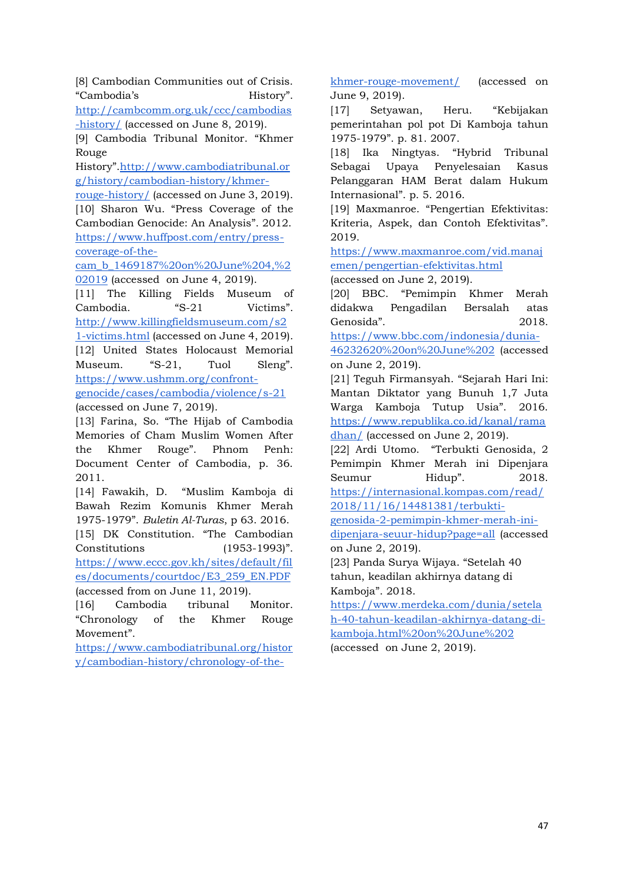[8] Cambodian Communities out of Crisis. "Cambodia's History". http://cambcomm.org.uk/ccc/cambodias-history/ (accessed on June 8, 2019).

[9] Cambodia Tribunal Monitor. "Khmer Rouge History".http://www.cambodiatribunal.org/history/cambodian-history/khmer-rouge-history/ (accessed on June 3, 2019).

[10] Sharon Wu. "Press Coverage of the Cambodian Genocide: An Analysis". 2012. https://www.huffpost.com/entry/press-coverage-of-the-cam_b_1469187%20on%20June%204,%202019 (accessed on June 4, 2019).

[11] The Killing Fields Museum of Cambodia. "S-21 Victims". http://www.killingfieldsmuseum.com/s21-victims.html (accessed on June 4, 2019).

[12] United States Holocaust Memorial Museum. "S-21, Tuol Sleng". https://www.ushmm.org/confront-genocide/cases/cambodia/violence/s-21 (accessed on June 7, 2019).

[13] Farina, So. "The Hijab of Cambodia Memories of Cham Muslim Women After the Khmer Rouge". Phnom Penh: Document Center of Cambodia, p. 36. 2011.

[14] Fawakih, D. "Muslim Kamboja di Bawah Rezim Komunis Khmer Merah 1975-1979". *Buletin Al-Turas*, p 63. 2016.

[15] DK Constitution. "The Cambodian Constitutions (1953-1993)". https://www.eccc.gov.kh/sites/default/files/documents/courtdoc/E3_259_EN.PDF (accessed from on June 11, 2019).

[16] Cambodia tribunal Monitor. "Chronology of the Khmer Rouge Movement". https://www.cambodiatribunal.org/history/cambodian-history/chronology-of-the-khmer-rouge-movement/ (accessed on June 9, 2019).

[17] Setyawan, Heru. "Kebijakan pemerintahan pol pot Di Kamboja tahun 1975-1979". p. 81. 2007.

[18] Ika Ningtyas. "Hybrid Tribunal Sebagai Upaya Penyelesaian Kasus Pelanggaran HAM Berat dalam Hukum Internasional". p. 5. 2016.

[19] Maxmanroe. "Pengertian Efektivitas: Kriteria, Aspek, dan Contoh Efektivitas". 2019. https://www.maxmanroe.com/vid.manajemen/pengertian-efektivitas.html (accessed on June 2, 2019).

[20] BBC. "Pemimpin Khmer Merah didakwa Pengadilan Bersalah atas Genosida". 2018. https://www.bbc.com/indonesia/dunia-46232620%20on%20June%202 (accessed on June 2, 2019).

[21] Teguh Firmansyah. "Sejarah Hari Ini: Mantan Diktator yang Bunuh 1,7 Juta Warga Kamboja Tutup Usia". 2016. https://www.republika.co.id/kanal/ramadhan/ (accessed on June 2, 2019).

[22] Ardi Utomo. "Terbukti Genosida, 2 Pemimpin Khmer Merah ini Dipenjara Seumur Hidup". 2018. https://internasional.kompas.com/read/2018/11/16/14481381/terbukti-genosida-2-pemimpin-khmer-merah-ini-dipenjara-seuur-hidup?page=all (accessed on June 2, 2019).

[23] Panda Surya Wijaya. "Setelah 40 tahun, keadilan akhirnya datang di Kamboja". 2018. https://www.merdeka.com/dunia/setelah-40-tahun-keadilan-akhirnya-datang-di-kamboja.html%20on%20June%202 (accessed on June 2, 2019).